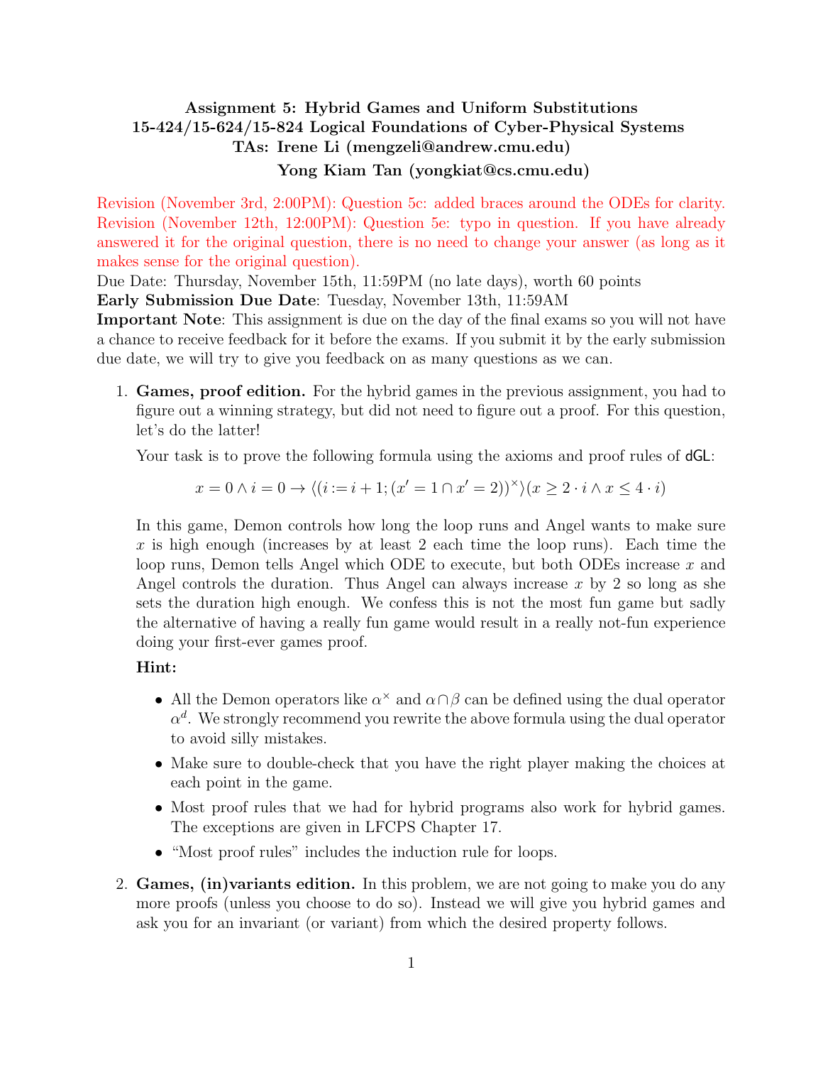**Assignment 5: Hybrid Games and Uniform Substitutions**
**15-424/15-624/15-824 Logical Foundations of Cyber-Physical Systems**
**TAs: Irene Li (mengzeli@andrew.cmu.edu)**
**Yong Kiam Tan (yongkiat@cs.cmu.edu)**

Revision (November 3rd, 2:00PM): Question 5c: added braces around the ODEs for clarity.
Revision (November 12th, 12:00PM): Question 5e: typo in question. If you have already answered it for the original question, there is no need to change your answer (as long as it makes sense for the original question).

Due Date: Thursday, November 15th, 11:59PM (no late days), worth 60 points
**Early Submission Due Date**: Tuesday, November 13th, 11:59AM
**Important Note**: This assignment is due on the day of the final exams so you will not have a chance to receive feedback for it before the exams. If you submit it by the early submission due date, we will try to give you feedback on as many questions as we can.

1. **Games, proof edition.** For the hybrid games in the previous assignment, you had to figure out a winning strategy, but did not need to figure out a proof. For this question, let's do the latter!

   Your task is to prove the following formula using the axioms and proof rules of dGL:

   $$x = 0 \land i = 0 \rightarrow \langle (i := i + 1; (x' = 1 \cap x' = 2))^{\times} \rangle (x \geq 2 \cdot i \land x \leq 4 \cdot i)$$

   In this game, Demon controls how long the loop runs and Angel wants to make sure $x$ is high enough (increases by at least 2 each time the loop runs). Each time the loop runs, Demon tells Angel which ODE to execute, but both ODEs increase $x$ and Angel controls the duration. Thus Angel can always increase $x$ by 2 so long as she sets the duration high enough. We confess this is not the most fun game but sadly the alternative of having a really fun game would result in a really not-fun experience doing your first-ever games proof.

   **Hint:**

   - All the Demon operators like $\alpha^{\times}$ and $\alpha \cap \beta$ can be defined using the dual operator $\alpha^d$. We strongly recommend you rewrite the above formula using the dual operator to avoid silly mistakes.
   - Make sure to double-check that you have the right player making the choices at each point in the game.
   - Most proof rules that we had for hybrid programs also work for hybrid games. The exceptions are given in LFCPS Chapter 17.
   - "Most proof rules" includes the induction rule for loops.

2. **Games, (in)variants edition.** In this problem, we are not going to make you do any more proofs (unless you choose to do so). Instead we will give you hybrid games and ask you for an invariant (or variant) from which the desired property follows.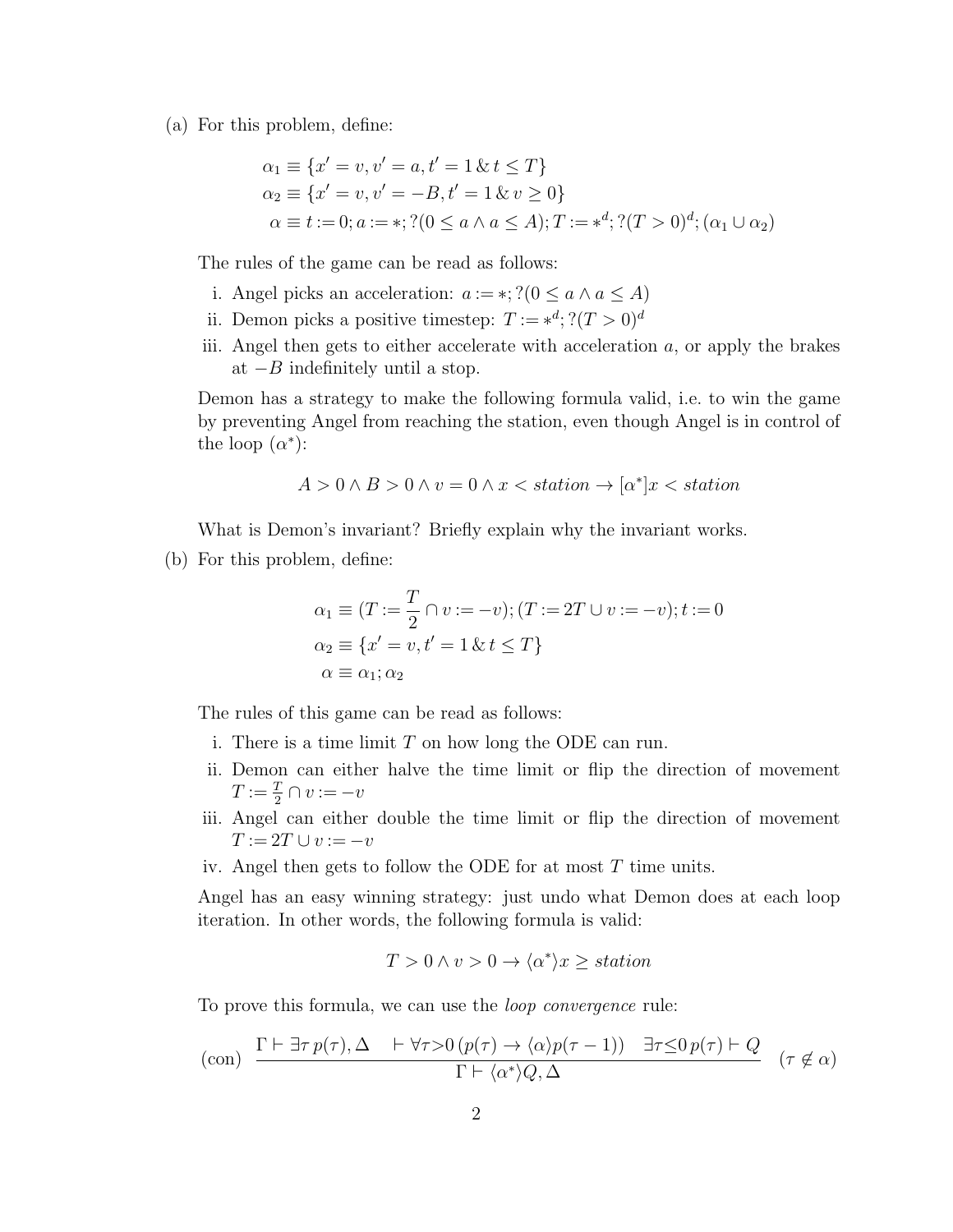(a) For this problem, define:

$$\alpha_1 \equiv \{x' = v, v' = a, t' = 1 \,\&\, t \leq T\}$$
$$\alpha_2 \equiv \{x' = v, v' = -B, t' = 1 \,\&\, v \geq 0\}$$
$$\alpha \equiv t := 0; a := *; ?(0 \leq a \wedge a \leq A); T := *^d; ?(T > 0)^d; (\alpha_1 \cup \alpha_2)$$

The rules of the game can be read as follows:

i. Angel picks an acceleration: $a := *; ?(0 \leq a \wedge a \leq A)$

ii. Demon picks a positive timestep: $T := *^d; ?(T > 0)^d$

iii. Angel then gets to either accelerate with acceleration $a$, or apply the brakes at $-B$ indefinitely until a stop.

Demon has a strategy to make the following formula valid, i.e. to win the game by preventing Angel from reaching the station, even though Angel is in control of the loop ($\alpha^*$):

$$A > 0 \wedge B > 0 \wedge v = 0 \wedge x < \mathit{station} \rightarrow [\alpha^*] x < \mathit{station}$$

What is Demon's invariant? Briefly explain why the invariant works.

(b) For this problem, define:

$$\alpha_1 \equiv (T := \frac{T}{2} \cap v := -v); (T := 2T \cup v := -v); t := 0$$
$$\alpha_2 \equiv \{x' = v, t' = 1 \,\&\, t \leq T\}$$
$$\alpha \equiv \alpha_1; \alpha_2$$

The rules of this game can be read as follows:

i. There is a time limit $T$ on how long the ODE can run.

ii. Demon can either halve the time limit or flip the direction of movement $T := \frac{T}{2} \cap v := -v$

iii. Angel can either double the time limit or flip the direction of movement $T := 2T \cup v := -v$

iv. Angel then gets to follow the ODE for at most $T$ time units.

Angel has an easy winning strategy: just undo what Demon does at each loop iteration. In other words, the following formula is valid:

$$T > 0 \wedge v > 0 \rightarrow \langle \alpha^* \rangle x \geq \mathit{station}$$

To prove this formula, we can use the *loop convergence* rule:

$$\text{(con)} \quad \frac{\Gamma \vdash \exists \tau \, p(\tau), \Delta \quad \vdash \forall \tau{>}0 \, (p(\tau) \rightarrow \langle \alpha \rangle p(\tau - 1)) \quad \exists \tau{\leq}0 \, p(\tau) \vdash Q}{\Gamma \vdash \langle \alpha^* \rangle Q, \Delta} \quad (\tau \notin \alpha)$$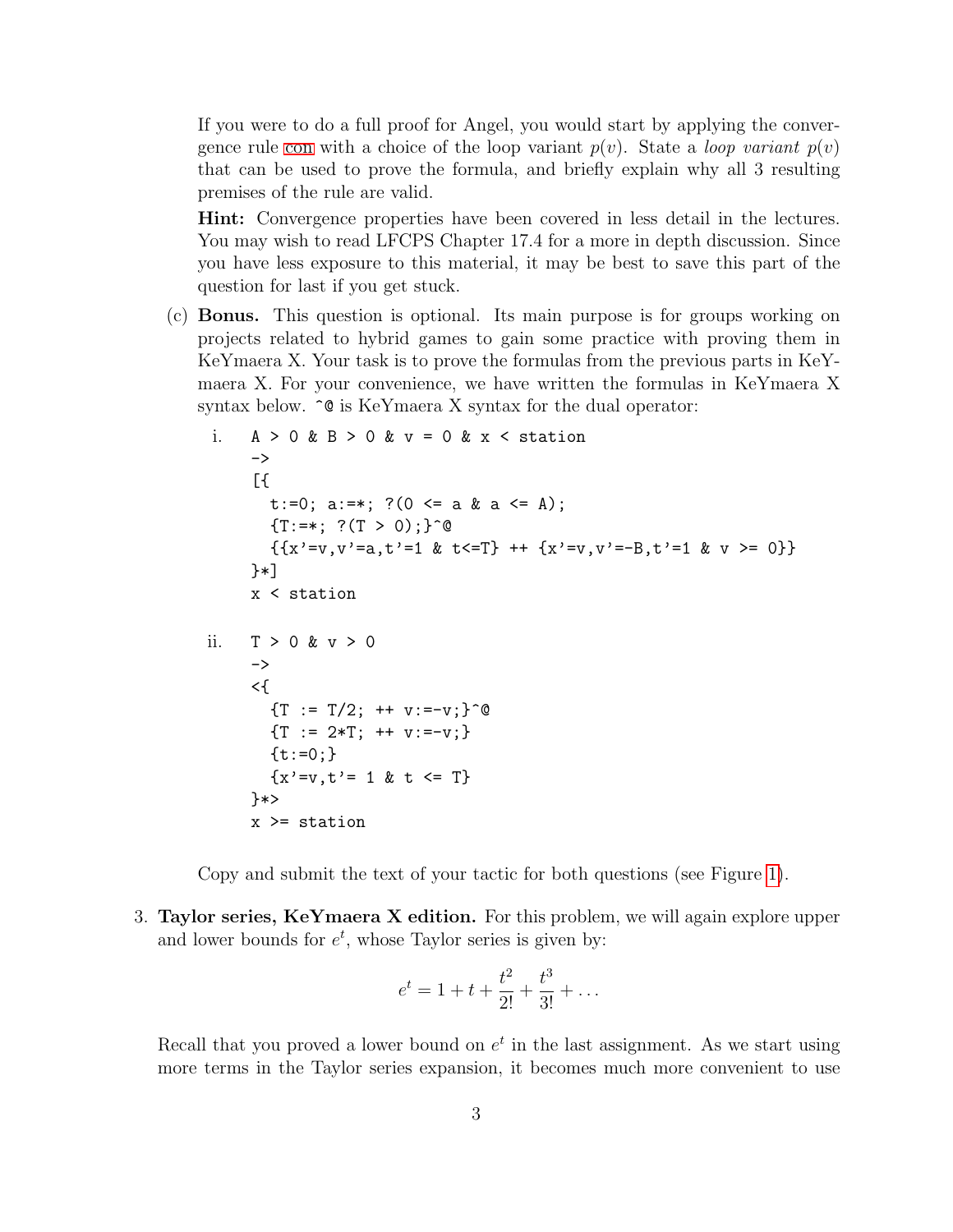If you were to do a full proof for Angel, you would start by applying the convergence rule con with a choice of the loop variant $p(v)$. State a *loop variant* $p(v)$ that can be used to prove the formula, and briefly explain why all 3 resulting premises of the rule are valid.

**Hint:** Convergence properties have been covered in less detail in the lectures. You may wish to read LFCPS Chapter 17.4 for a more in depth discussion. Since you have less exposure to this material, it may be best to save this part of the question for last if you get stuck.

(c) **Bonus.** This question is optional. Its main purpose is for groups working on projects related to hybrid games to gain some practice with proving them in KeYmaera X. Your task is to prove the formulas from the previous parts in KeYmaera X. For your convenience, we have written the formulas in KeYmaera X syntax below. `^@` is KeYmaera X syntax for the dual operator:

i.
```
A > 0 & B > 0 & v = 0 & x < station
->
[{
  t:=0; a:=*; ?(0 <= a & a <= A);
  {T:=*; ?(T > 0);}^@
  {{x'=v,v'=a,t'=1 & t<=T} ++ {x'=v,v'=-B,t'=1 & v >= 0}}
}*]
x < station
```

ii.
```
T > 0 & v > 0
->
<{
  {T := T/2; ++ v:=-v;}^@
  {T := 2*T; ++ v:=-v;}
  {t:=0;}
  {x'=v,t'= 1 & t <= T}
}*>
x >= station
```

Copy and submit the text of your tactic for both questions (see Figure 1).

3. **Taylor series, KeYmaera X edition.** For this problem, we will again explore upper and lower bounds for $e^t$, whose Taylor series is given by:

$$e^t = 1 + t + \frac{t^2}{2!} + \frac{t^3}{3!} + \ldots$$

Recall that you proved a lower bound on $e^t$ in the last assignment. As we start using more terms in the Taylor series expansion, it becomes much more convenient to use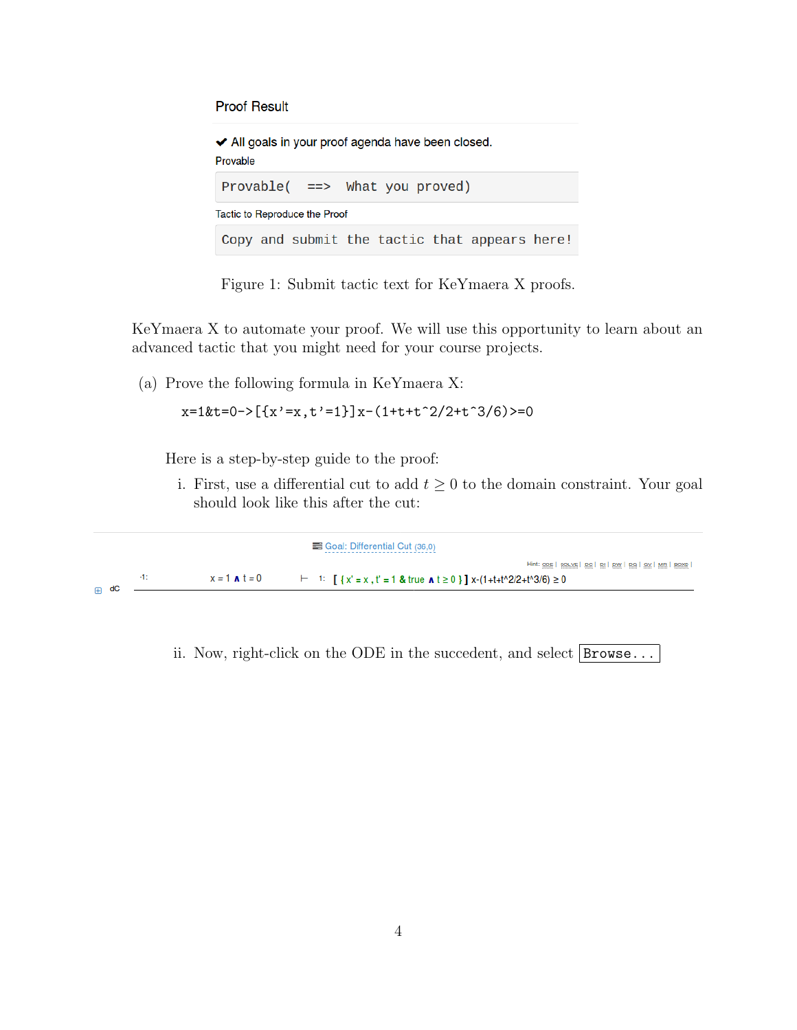Proof Result

✔ All goals in your proof agenda have been closed.

Provable

```
Provable(  ==>  What you proved)
```

Tactic to Reproduce the Proof

```
Copy and submit the tactic that appears here!
```

Figure 1: Submit tactic text for KeYmaera X proofs.

KeYmaera X to automate your proof. We will use this opportunity to learn about an advanced tactic that you might need for your course projects.

(a) Prove the following formula in KeYmaera X:

```
x=1&t=0->[{x'=x,t'=1}]x-(1+t+t^2/2+t^3/6)>=0
```

Here is a step-by-step guide to the proof:

i. First, use a differential cut to add $t \geq 0$ to the domain constraint. Your goal should look like this after the cut:

Goal: Differential Cut (36,0)

Hint: ODE | SOLVE | DC | DI | DW | DG | DV | MR | BOXE |

| | -1: | x = 1 ∧ t = 0 | ⊢ | 1: | [ { x' = x , t' = 1 & true ∧ t ≥ 0 } ] x-(1+t+t^2/2+t^3/6) ≥ 0 |
|---|---|---|---|---|---|
| dC | | | | | |

ii. Now, right-click on the ODE in the succedent, and select `Browse...`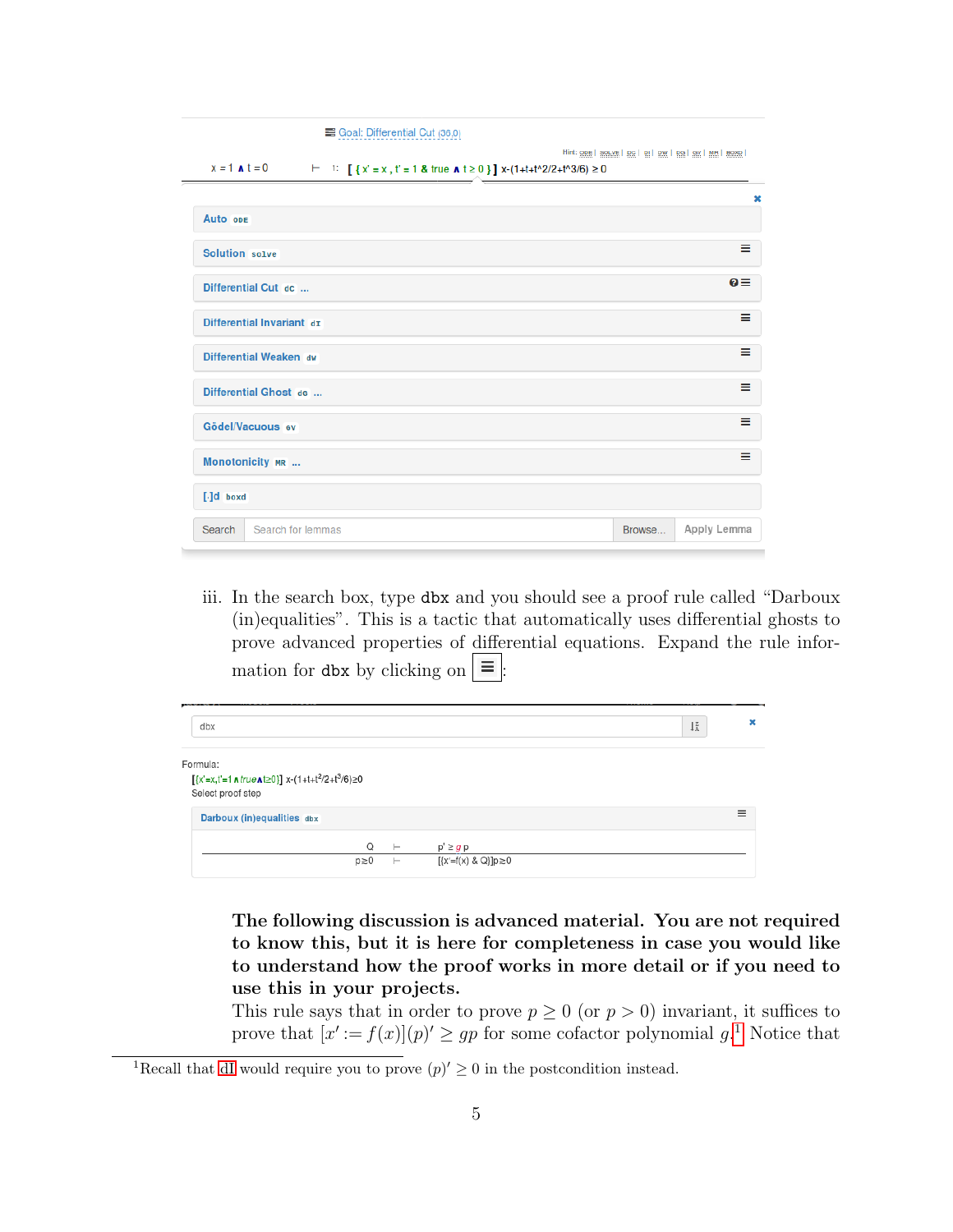Goal: Differential Cut (30,0)

Hint: ODE | solve | dC | dI | dW | dG | GV | MR | boxd |

$x = 1 \land t = 0 \vdash$ 1: $[\{x' = x, t' = 1 \,\&\, true \land t \geq 0\}]\ x-(1+t+t^2/2+t^3/6) \geq 0$

- Auto ODE
- Solution solve
- Differential Cut dC ...
- Differential Invariant dI
- Differential Weaken dW
- Differential Ghost dG ...
- Gödel/Vacuous GV
- Monotonicity MR ...
- [·]d boxd

Search | Search for lemmas | Browse... | Apply Lemma

iii. In the search box, type `dbx` and you should see a proof rule called "Darboux (in)equalities". This is a tactic that automatically uses differential ghosts to prove advanced properties of differential equations. Expand the rule information for `dbx` by clicking on ☰:

dbx

Formula:
$[\{x'=x, t'=1 \land true \land t \geq 0\}]\ x-(1+t+t^2/2+t^3/6) \geq 0$
Select proof step

Darboux (in)equalities dbx

$$\frac{Q \vdash p' \geq g\, p}{p \geq 0 \vdash [\{x'=f(x) \,\&\, Q\}]p \geq 0}$$

**The following discussion is advanced material. You are not required to know this, but it is here for completeness in case you would like to understand how the proof works in more detail or if you need to use this in your projects.**

This rule says that in order to prove $p \geq 0$ (or $p > 0$) invariant, it suffices to prove that $[x' := f(x)](p)' \geq gp$ for some cofactor polynomial $g$.[1] Notice that

[1] Recall that dI would require you to prove $(p)' \geq 0$ in the postcondition instead.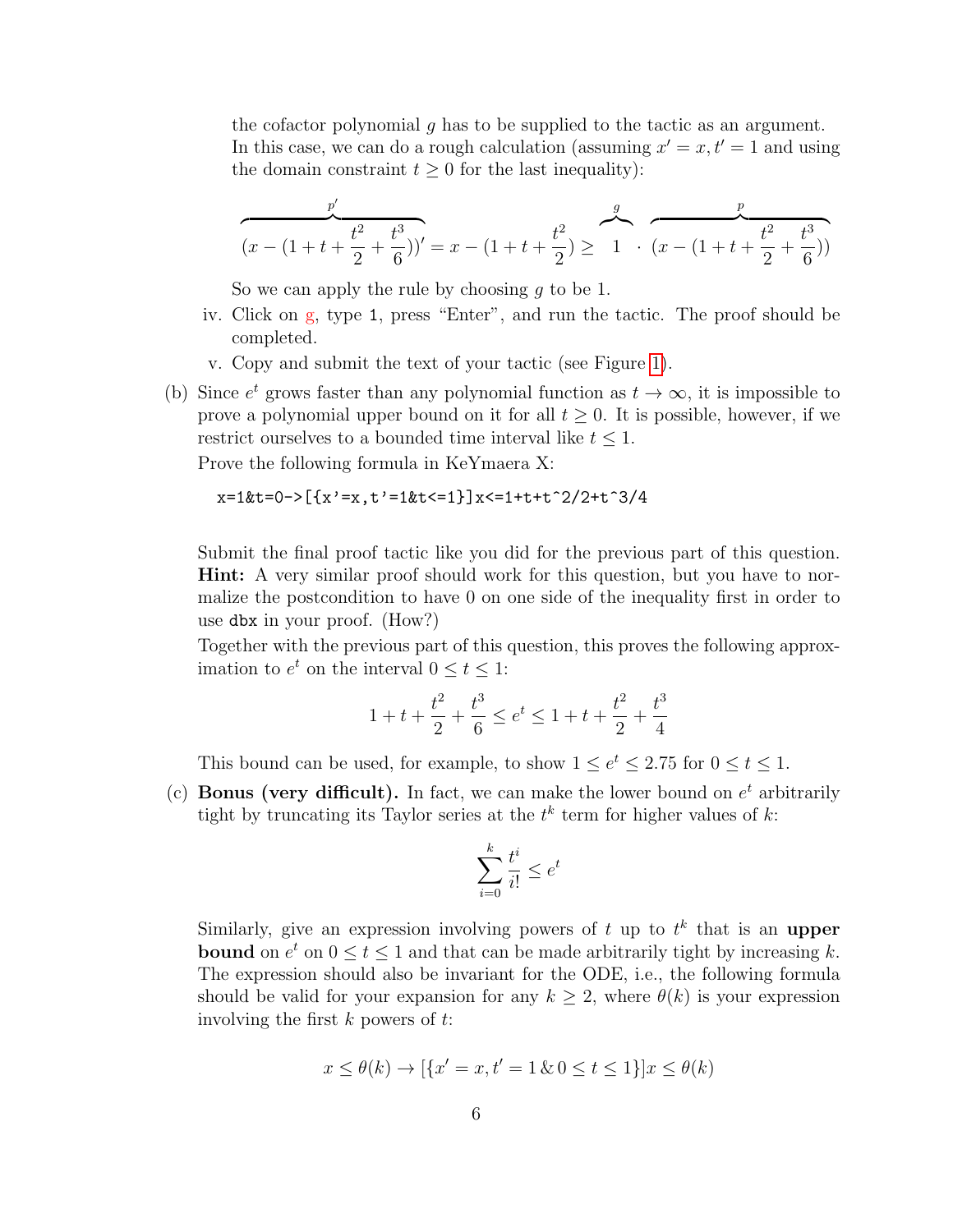the cofactor polynomial $g$ has to be supplied to the tactic as an argument. In this case, we can do a rough calculation (assuming $x' = x, t' = 1$ and using the domain constraint $t \geq 0$ for the last inequality):

$$\overbrace{(x - (1 + t + \frac{t^2}{2} + \frac{t^3}{6}))'}^{p'} = x - (1 + t + \frac{t^2}{2}) \geq \overbrace{1}^{g} \cdot \overbrace{(x - (1 + t + \frac{t^2}{2} + \frac{t^3}{6}))}^{p}$$

So we can apply the rule by choosing $g$ to be 1.

iv. Click on g, type `1`, press "Enter", and run the tactic. The proof should be completed.

v. Copy and submit the text of your tactic (see Figure 1).

(b) Since $e^t$ grows faster than any polynomial function as $t \to \infty$, it is impossible to prove a polynomial upper bound on it for all $t \geq 0$. It is possible, however, if we restrict ourselves to a bounded time interval like $t \leq 1$.

Prove the following formula in KeYmaera X:

```
x=1&t=0->[{x'=x,t'=1&t<=1}]x<=1+t+t^2/2+t^3/4
```

Submit the final proof tactic like you did for the previous part of this question. **Hint:** A very similar proof should work for this question, but you have to normalize the postcondition to have 0 on one side of the inequality first in order to use `dbx` in your proof. (How?)

Together with the previous part of this question, this proves the following approximation to $e^t$ on the interval $0 \leq t \leq 1$:

$$1 + t + \frac{t^2}{2} + \frac{t^3}{6} \leq e^t \leq 1 + t + \frac{t^2}{2} + \frac{t^3}{4}$$

This bound can be used, for example, to show $1 \leq e^t \leq 2.75$ for $0 \leq t \leq 1$.

(c) **Bonus (very difficult).** In fact, we can make the lower bound on $e^t$ arbitrarily tight by truncating its Taylor series at the $t^k$ term for higher values of $k$:

$$\sum_{i=0}^{k} \frac{t^i}{i!} \leq e^t$$

Similarly, give an expression involving powers of $t$ up to $t^k$ that is an **upper bound** on $e^t$ on $0 \leq t \leq 1$ and that can be made arbitrarily tight by increasing $k$. The expression should also be invariant for the ODE, i.e., the following formula should be valid for your expansion for any $k \geq 2$, where $\theta(k)$ is your expression involving the first $k$ powers of $t$:

$$x \leq \theta(k) \to [\{x' = x, t' = 1 \,\&\, 0 \leq t \leq 1\}]x \leq \theta(k)$$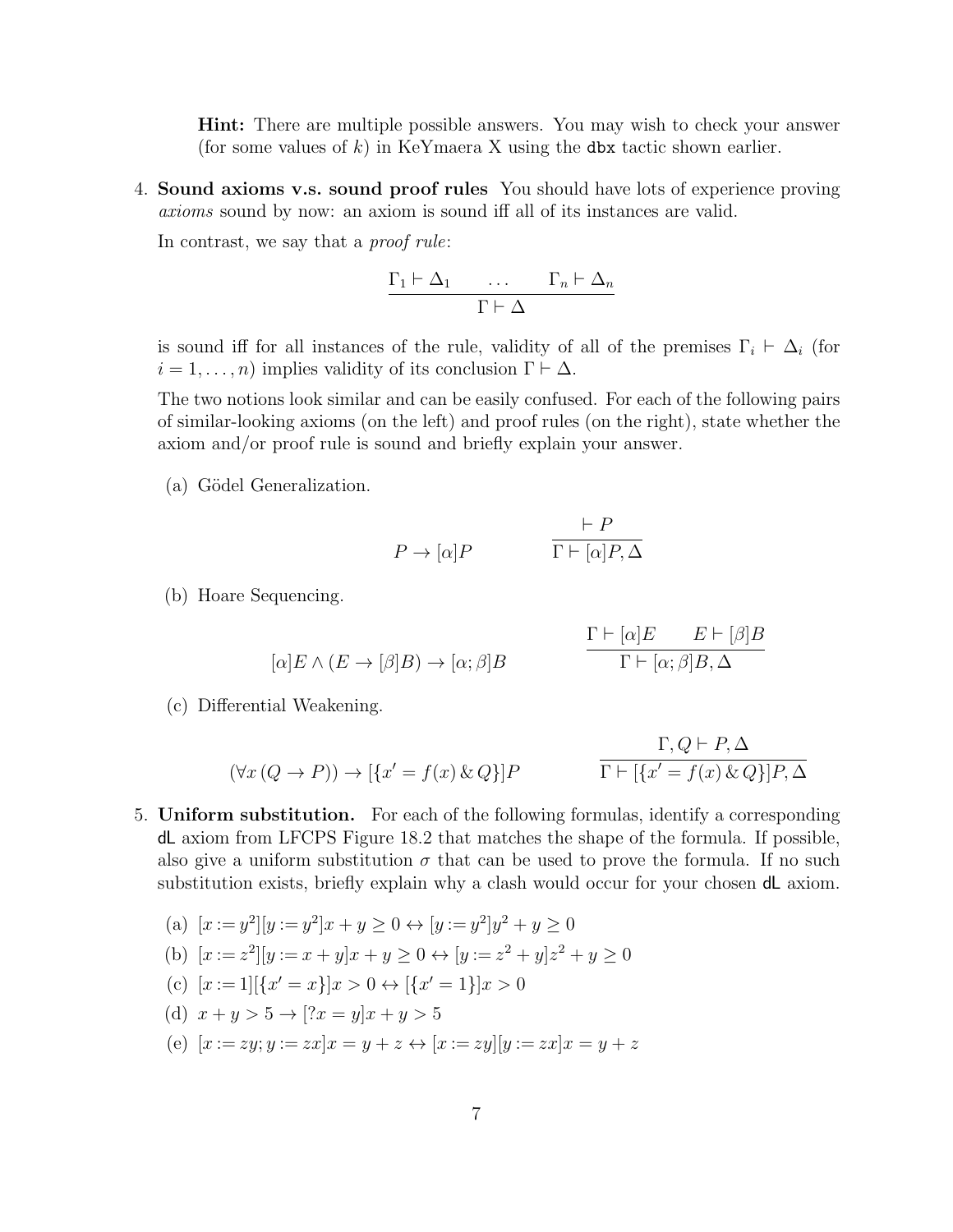**Hint:** There are multiple possible answers. You may wish to check your answer (for some values of $k$) in KeYmaera X using the `dbx` tactic shown earlier.

4. **Sound axioms v.s. sound proof rules** You should have lots of experience proving *axioms* sound by now: an axiom is sound iff all of its instances are valid.

   In contrast, we say that a *proof rule*:

   $$\frac{\Gamma_1 \vdash \Delta_1 \qquad \ldots \qquad \Gamma_n \vdash \Delta_n}{\Gamma \vdash \Delta}$$

   is sound iff for all instances of the rule, validity of all of the premises $\Gamma_i \vdash \Delta_i$ (for $i = 1, \ldots, n$) implies validity of its conclusion $\Gamma \vdash \Delta$.

   The two notions look similar and can be easily confused. For each of the following pairs of similar-looking axioms (on the left) and proof rules (on the right), state whether the axiom and/or proof rule is sound and briefly explain your answer.

   (a) Gödel Generalization.

   $$P \rightarrow [\alpha]P \qquad\qquad \frac{\vdash P}{\Gamma \vdash [\alpha]P, \Delta}$$

   (b) Hoare Sequencing.

   $$[\alpha]E \wedge (E \rightarrow [\beta]B) \rightarrow [\alpha;\beta]B \qquad\qquad \frac{\Gamma \vdash [\alpha]E \qquad E \vdash [\beta]B}{\Gamma \vdash [\alpha;\beta]B, \Delta}$$

   (c) Differential Weakening.

   $$(\forall x\, (Q \rightarrow P)) \rightarrow [\{x' = f(x)\,\&\,Q\}]P \qquad\qquad \frac{\Gamma, Q \vdash P, \Delta}{\Gamma \vdash [\{x' = f(x)\,\&\,Q\}]P, \Delta}$$

5. **Uniform substitution.** For each of the following formulas, identify a corresponding dL axiom from LFCPS Figure 18.2 that matches the shape of the formula. If possible, also give a uniform substitution $\sigma$ that can be used to prove the formula. If no such substitution exists, briefly explain why a clash would occur for your chosen dL axiom.

   (a) $[x := y^2][y := y^2]x + y \geq 0 \leftrightarrow [y := y^2]y^2 + y \geq 0$

   (b) $[x := z^2][y := x + y]x + y \geq 0 \leftrightarrow [y := z^2 + y]z^2 + y \geq 0$

   (c) $[x := 1][\{x' = x\}]x > 0 \leftrightarrow [\{x' = 1\}]x > 0$

   (d) $x + y > 5 \rightarrow [?x = y]x + y > 5$

   (e) $[x := zy; y := zx]x = y + z \leftrightarrow [x := zy][y := zx]x = y + z$